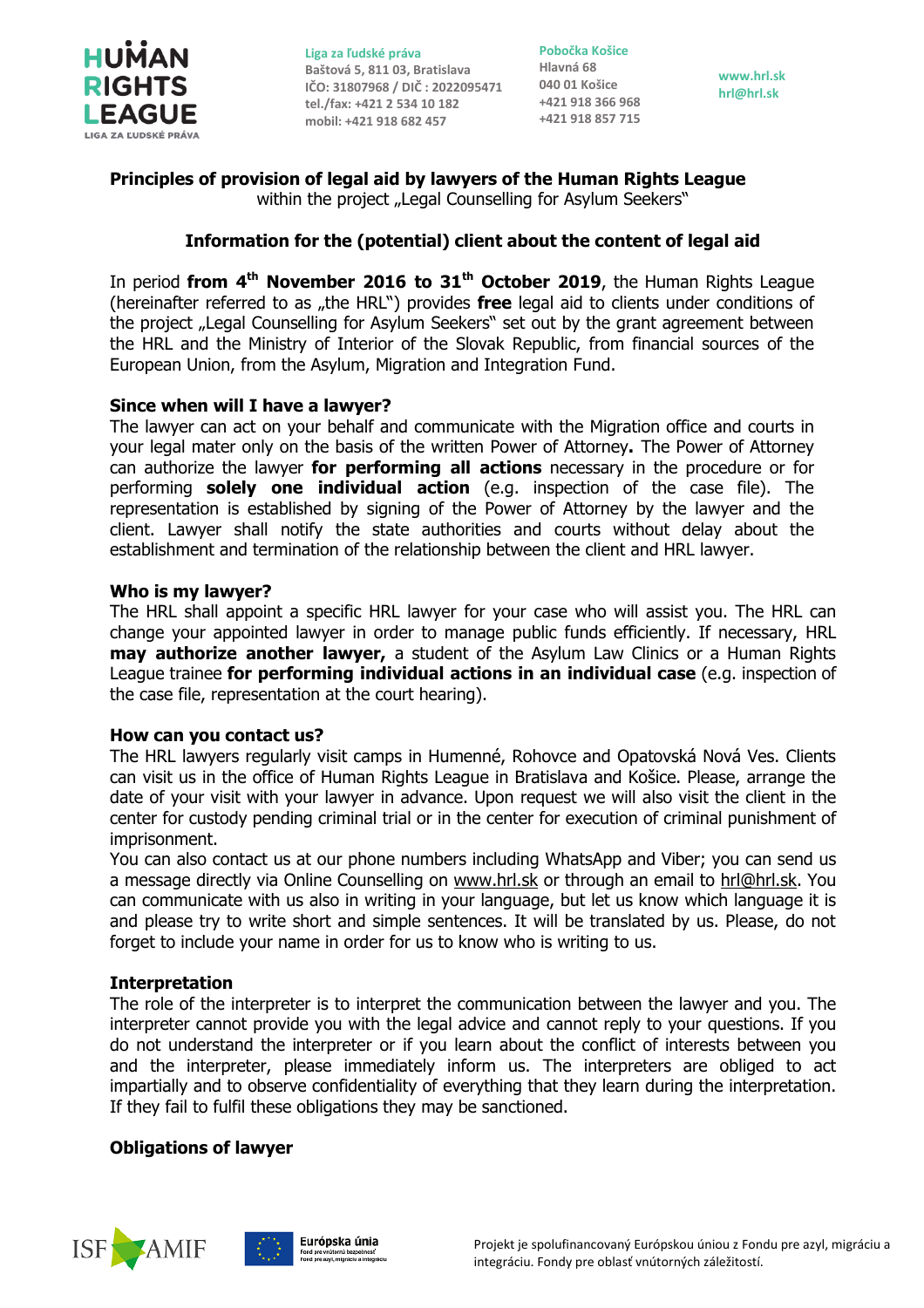## Principles of provision of legal aid by lawyers of the Human Rights League

within the project „Legal Counselling for Asylum Seekers"

### Information for the (potential) client about the content of legal aid

In period **from 4th November 2016 to 31th October 2019**, the Human Rights League (hereinafter referred to as „the HRL") provides **free** legal aid to clients under conditions of the project „Legal Counselling for Asylum Seekers" set out by the grant agreement between the HRL and the Ministry of Interior of the Slovak Republic, from financial sources of the European Union, from the Asylum, Migration and Integration Fund.

**Since when will I have a lawyer?**

The lawyer can act on your behalf and communicate with the Migration office and courts in your legal mater only on the basis of the written Power of Attorney**.** The Power of Attorney can authorize the lawyer **for performing all actions** necessary in the procedure or for performing **solely one individual action** (e.g. inspection of the case file). The representation is established by signing of the Power of Attorney by the lawyer and the client. Lawyer shall notify the state authorities and courts without delay about the establishment and termination of the relationship between the client and HRL lawyer.

**Who is my lawyer?**

The HRL shall appoint a specific HRL lawyer for your case who will assist you. The HRL can change your appointed lawyer in order to manage public funds efficiently. If necessary, HRL **may authorize another lawyer,** a student of the Asylum Law Clinics or a Human Rights League trainee **for performing individual actions in an individual case** (e.g. inspection of the case file, representation at the court hearing).

**How can you contact us?**

The HRL lawyers regularly visit camps in Humenné, Rohovce and Opatovská Nová Ves. Clients can visit us in the office of Human Rights League in Bratislava and Košice. Please, arrange the date of your visit with your lawyer in advance. Upon request we will also visit the client in the center for custody pending criminal trial or in the center for execution of criminal punishment of imprisonment.

You can also contact us at our phone numbers including WhatsApp and Viber; you can send us a message directly via Online Counselling on www.hrl.sk or through an email to hrl@hrl.sk. You can communicate with us also in writing in your language, but let us know which language it is and please try to write short and simple sentences. It will be translated by us. Please, do not forget to include your name in order for us to know who is writing to us.

**Interpretation**

The role of the interpreter is to interpret the communication between the lawyer and you. The interpreter cannot provide you with the legal advice and cannot reply to your questions. If you do not understand the interpreter or if you learn about the conflict of interests between you and the interpreter, please immediately inform us. The interpreters are obliged to act impartially and to observe confidentiality of everything that they learn during the interpretation. If they fail to fulfil these obligations they may be sanctioned.

**Obligations of lawyer**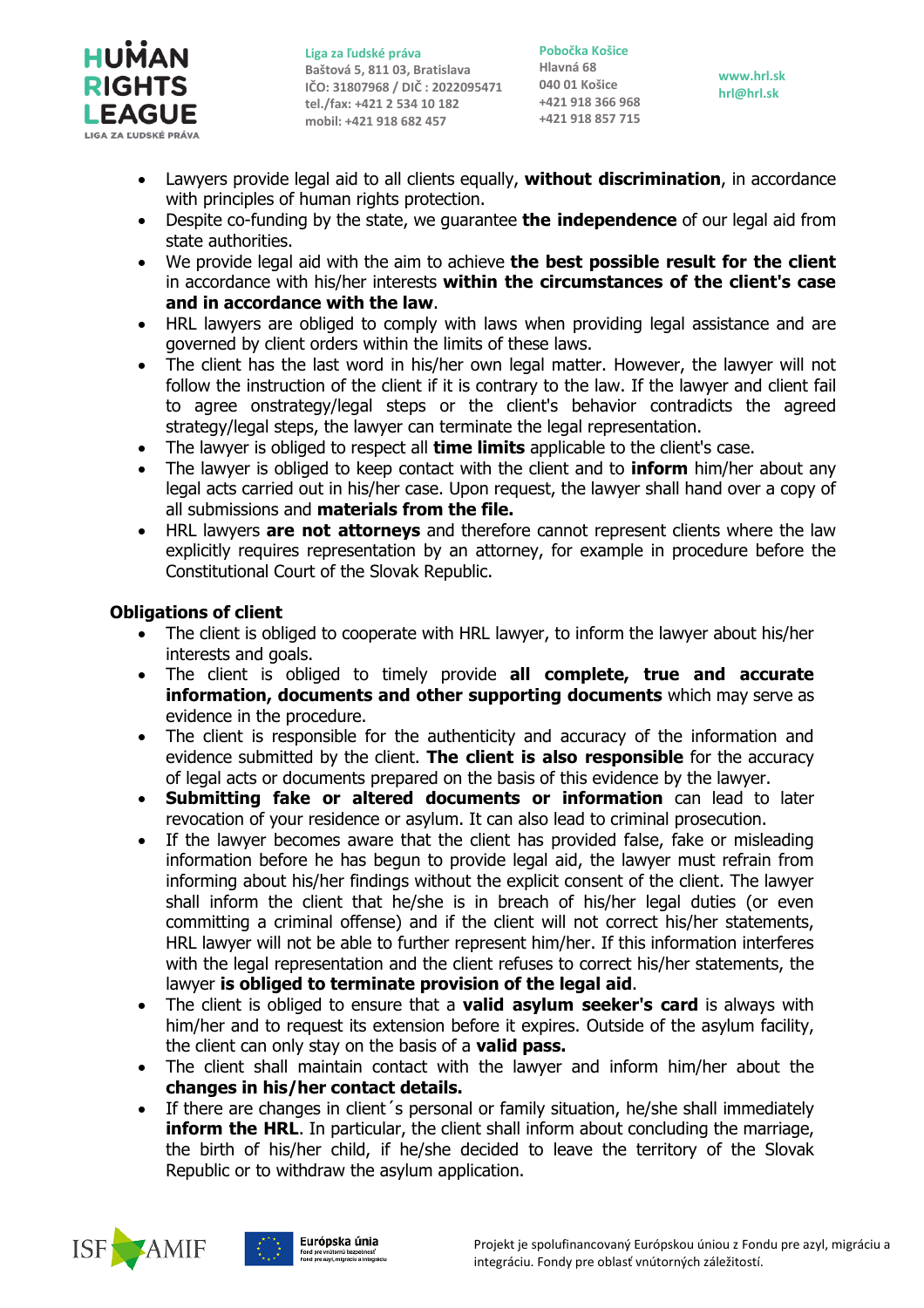- Lawyers provide legal aid to all clients equally, **without discrimination**, in accordance with principles of human rights protection.
- Despite co-funding by the state, we guarantee **the independence** of our legal aid from state authorities.
- We provide legal aid with the aim to achieve **the best possible result for the client** in accordance with his/her interests **within the circumstances of the client's case and in accordance with the law**.
- HRL lawyers are obliged to comply with laws when providing legal assistance and are governed by client orders within the limits of these laws.
- The client has the last word in his/her own legal matter. However, the lawyer will not follow the instruction of the client if it is contrary to the law. If the lawyer and client fail to agree onstrategy/legal steps or the client's behavior contradicts the agreed strategy/legal steps, the lawyer can terminate the legal representation.
- The lawyer is obliged to respect all **time limits** applicable to the client's case.
- The lawyer is obliged to keep contact with the client and to **inform** him/her about any legal acts carried out in his/her case. Upon request, the lawyer shall hand over a copy of all submissions and **materials from the file.**
- HRL lawyers **are not attorneys** and therefore cannot represent clients where the law explicitly requires representation by an attorney, for example in procedure before the Constitutional Court of the Slovak Republic.

**Obligations of client**

- The client is obliged to cooperate with HRL lawyer, to inform the lawyer about his/her interests and goals.
- The client is obliged to timely provide **all complete, true and accurate information, documents and other supporting documents** which may serve as evidence in the procedure.
- The client is responsible for the authenticity and accuracy of the information and evidence submitted by the client. **The client is also responsible** for the accuracy of legal acts or documents prepared on the basis of this evidence by the lawyer.
- **Submitting fake or altered documents or information** can lead to later revocation of your residence or asylum. It can also lead to criminal prosecution.
- If the lawyer becomes aware that the client has provided false, fake or misleading information before he has begun to provide legal aid, the lawyer must refrain from informing about his/her findings without the explicit consent of the client. The lawyer shall inform the client that he/she is in breach of his/her legal duties (or even committing a criminal offense) and if the client will not correct his/her statements, HRL lawyer will not be able to further represent him/her. If this information interferes with the legal representation and the client refuses to correct his/her statements, the lawyer **is obliged to terminate provision of the legal aid**.
- The client is obliged to ensure that a **valid asylum seeker's card** is always with him/her and to request its extension before it expires. Outside of the asylum facility, the client can only stay on the basis of a **valid pass.**
- The client shall maintain contact with the lawyer and inform him/her about the **changes in his/her contact details.**
- If there are changes in client´s personal or family situation, he/she shall immediately **inform the HRL**. In particular, the client shall inform about concluding the marriage, the birth of his/her child, if he/she decided to leave the territory of the Slovak Republic or to withdraw the asylum application.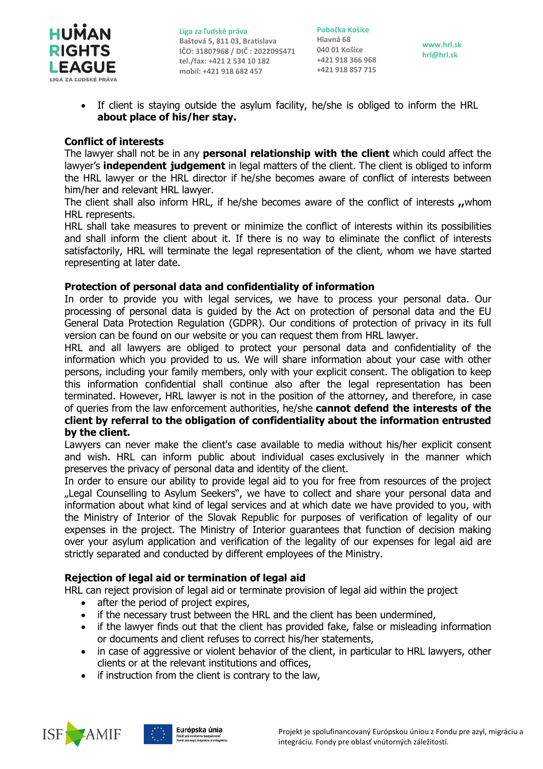- If client is staying outside the asylum facility, he/she is obliged to inform the HRL **about place of his/her stay.**

**Conflict of interests**

The lawyer shall not be in any **personal relationship with the client** which could affect the lawyer's **independent judgement** in legal matters of the client. The client is obliged to inform the HRL lawyer or the HRL director if he/she becomes aware of conflict of interests between him/her and relevant HRL lawyer.

The client shall also inform HRL, if he/she becomes aware of the conflict of interests „whom HRL represents.

HRL shall take measures to prevent or minimize the conflict of interests within its possibilities and shall inform the client about it. If there is no way to eliminate the conflict of interests satisfactorily, HRL will terminate the legal representation of the client, whom we have started representing at later date.

**Protection of personal data and confidentiality of information**

In order to provide you with legal services, we have to process your personal data. Our processing of personal data is guided by the Act on protection of personal data and the EU General Data Protection Regulation (GDPR). Our conditions of protection of privacy in its full version can be found on our website or you can request them from HRL lawyer.

HRL and all lawyers are obliged to protect your personal data and confidentiality of the information which you provided to us. We will share information about your case with other persons, including your family members, only with your explicit consent. The obligation to keep this information confidential shall continue also after the legal representation has been terminated. However, HRL lawyer is not in the position of the attorney, and therefore, in case of queries from the law enforcement authorities, he/she **cannot defend the interests of the client by referral to the obligation of confidentiality about the information entrusted by the client.**

Lawyers can never make the client's case available to media without his/her explicit consent and wish. HRL can inform public about individual cases exclusively in the manner which preserves the privacy of personal data and identity of the client.

In order to ensure our ability to provide legal aid to you for free from resources of the project „Legal Counselling to Asylum Seekers", we have to collect and share your personal data and information about what kind of legal services and at which date we have provided to you, with the Ministry of Interior of the Slovak Republic for purposes of verification of legality of our expenses in the project. The Ministry of Interior guarantees that function of decision making over your asylum application and verification of the legality of our expenses for legal aid are strictly separated and conducted by different employees of the Ministry.

**Rejection of legal aid or termination of legal aid**

HRL can reject provision of legal aid or terminate provision of legal aid within the project

- after the period of project expires,
- if the necessary trust between the HRL and the client has been undermined,
- if the lawyer finds out that the client has provided fake, false or misleading information or documents and client refuses to correct his/her statements,
- in case of aggressive or violent behavior of the client, in particular to HRL lawyers, other clients or at the relevant institutions and offices,
- if instruction from the client is contrary to the law,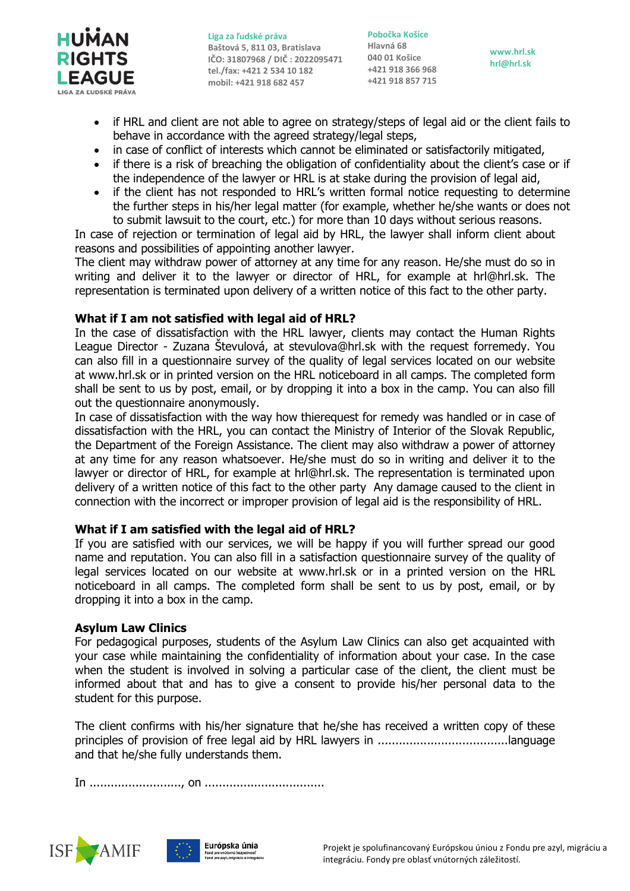- if HRL and client are not able to agree on strategy/steps of legal aid or the client fails to behave in accordance with the agreed strategy/legal steps,
- in case of conflict of interests which cannot be eliminated or satisfactorily mitigated,
- if there is a risk of breaching the obligation of confidentiality about the client's case or if the independence of the lawyer or HRL is at stake during the provision of legal aid,
- if the client has not responded to HRL's written formal notice requesting to determine the further steps in his/her legal matter (for example, whether he/she wants or does not to submit lawsuit to the court, etc.) for more than 10 days without serious reasons.

In case of rejection or termination of legal aid by HRL, the lawyer shall inform client about reasons and possibilities of appointing another lawyer.
The client may withdraw power of attorney at any time for any reason. He/she must do so in writing and deliver it to the lawyer or director of HRL, for example at hrl@hrl.sk. The representation is terminated upon delivery of a written notice of this fact to the other party.

**What if I am not satisfied with legal aid of HRL?**
In the case of dissatisfaction with the HRL lawyer, clients may contact the Human Rights League Director - Zuzana Števulová, at stevulova@hrl.sk with the request forremedy. You can also fill in a questionnaire survey of the quality of legal services located on our website at www.hrl.sk or in printed version on the HRL noticeboard in all camps. The completed form shall be sent to us by post, email, or by dropping it into a box in the camp. You can also fill out the questionnaire anonymously.
In case of dissatisfaction with the way how thierequest for remedy was handled or in case of dissatisfaction with the HRL, you can contact the Ministry of Interior of the Slovak Republic, the Department of the Foreign Assistance. The client may also withdraw a power of attorney at any time for any reason whatsoever. He/she must do so in writing and deliver it to the lawyer or director of HRL, for example at hrl@hrl.sk. The representation is terminated upon delivery of a written notice of this fact to the other party  Any damage caused to the client in connection with the incorrect or improper provision of legal aid is the responsibility of HRL.

**What if I am satisfied with the legal aid of HRL?**
If you are satisfied with our services, we will be happy if you will further spread our good name and reputation. You can also fill in a satisfaction questionnaire survey of the quality of legal services located on our website at www.hrl.sk or in a printed version on the HRL noticeboard in all camps. The completed form shall be sent to us by post, email, or by dropping it into a box in the camp.

**Asylum Law Clinics**
For pedagogical purposes, students of the Asylum Law Clinics can also get acquainted with your case while maintaining the confidentiality of information about your case. In the case when the student is involved in solving a particular case of the client, the client must be informed about that and has to give a consent to provide his/her personal data to the student for this purpose.

The client confirms with his/her signature that he/she has received a written copy of these principles of provision of free legal aid by HRL lawyers in .....................................language and that he/she fully understands them.

In .........................., on .................................

Projekt je spolufinancovaný Európskou úniou z Fondu pre azyl, migráciu a integráciu. Fondy pre oblasť vnútorných záležitostí.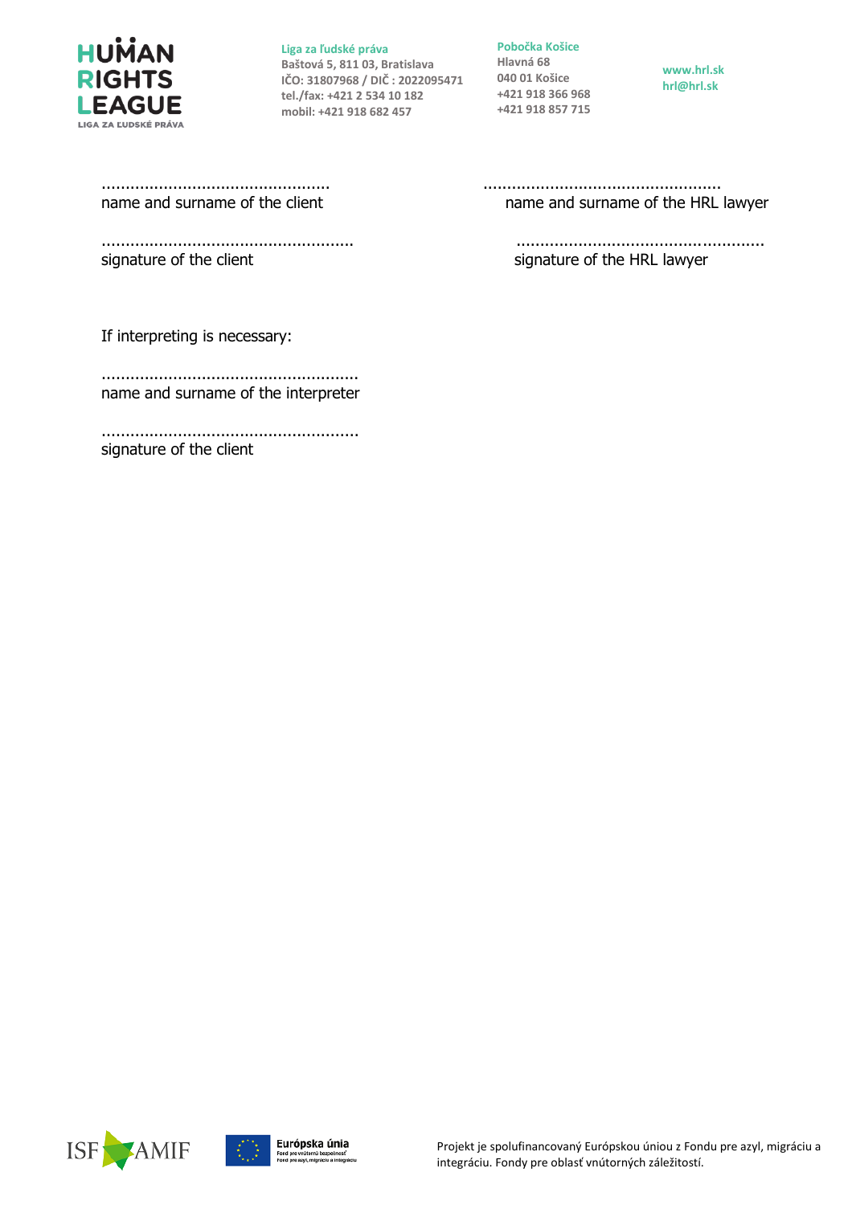............................................... 
name and surname of the client

................................................. 
name and surname of the HRL lawyer

..................................................... 
signature of the client

.................................................... 
signature of the HRL lawyer

If interpreting is necessary:

..................................................... 
name and surname of the interpreter

..................................................... 
signature of the client

Projekt je spolufinancovaný Európskou úniou z Fondu pre azyl, migráciu a integráciu. Fondy pre oblasť vnútorných záležitostí.